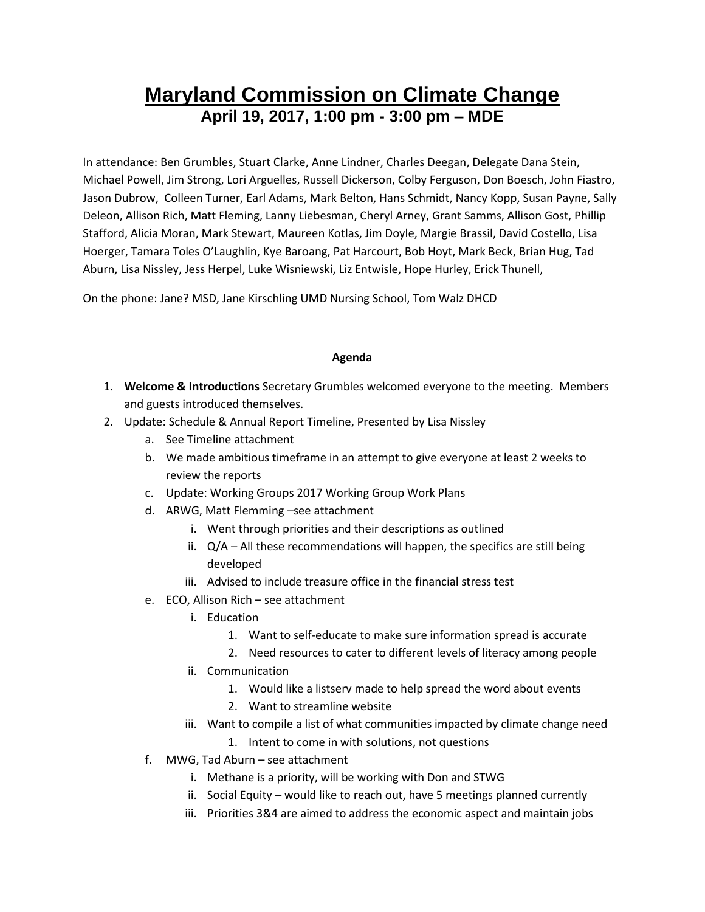# Maryland Commission on Climate Change

## April 19, 2017, 1:00 pm - 3:00 pm – MDE

In attendance: Ben Grumbles, Stuart Clarke, Anne Lindner, Charles Deegan, Delegate Dana Stein, Michael Powell, Jim Strong, Lori Arguelles, Russell Dickerson, Colby Ferguson, Don Boesch, John Fiastro, Jason Dubrow, Colleen Turner, Earl Adams, Mark Belton, Hans Schmidt, Nancy Kopp, Susan Payne, Sally Deleon, Allison Rich, Matt Fleming, Lanny Liebesman, Cheryl Arney, Grant Samms, Allison Gost, Phillip Stafford, Alicia Moran, Mark Stewart, Maureen Kotlas, Jim Doyle, Margie Brassil, David Costello, Lisa Hoerger, Tamara Toles O'Laughlin, Kye Baroang, Pat Harcourt, Bob Hoyt, Mark Beck, Brian Hug, Tad Aburn, Lisa Nissley, Jess Herpel, Luke Wisniewski, Liz Entwisle, Hope Hurley, Erick Thunell,

On the phone: Jane? MSD, Jane Kirschling UMD Nursing School, Tom Walz DHCD

**Agenda**

1. **Welcome & Introductions** Secretary Grumbles welcomed everyone to the meeting. Members and guests introduced themselves.
2. Update: Schedule & Annual Report Timeline, Presented by Lisa Nissley
   a. See Timeline attachment
   b. We made ambitious timeframe in an attempt to give everyone at least 2 weeks to review the reports
   c. Update: Working Groups 2017 Working Group Work Plans
   d. ARWG, Matt Flemming –see attachment
      i. Went through priorities and their descriptions as outlined
      ii. Q/A – All these recommendations will happen, the specifics are still being developed
      iii. Advised to include treasure office in the financial stress test
   e. ECO, Allison Rich – see attachment
      i. Education
         1. Want to self-educate to make sure information spread is accurate
         2. Need resources to cater to different levels of literacy among people
      ii. Communication
         1. Would like a listserv made to help spread the word about events
         2. Want to streamline website
      iii. Want to compile a list of what communities impacted by climate change need
         1. Intent to come in with solutions, not questions
   f. MWG, Tad Aburn – see attachment
      i. Methane is a priority, will be working with Don and STWG
      ii. Social Equity – would like to reach out, have 5 meetings planned currently
      iii. Priorities 3&4 are aimed to address the economic aspect and maintain jobs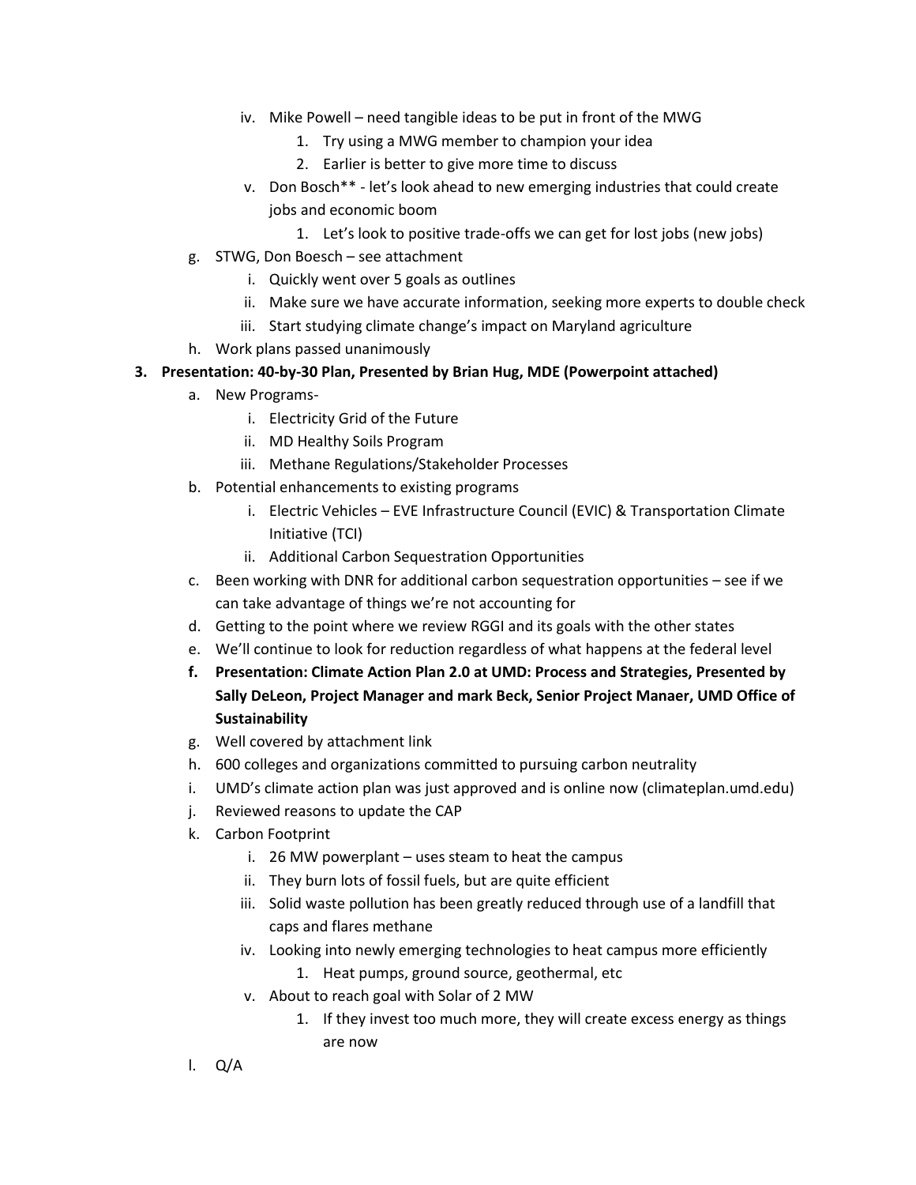- iv. Mike Powell – need tangible ideas to be put in front of the MWG
  1. Try using a MWG member to champion your idea
  2. Earlier is better to give more time to discuss
- v. Don Bosch** - let's look ahead to new emerging industries that could create jobs and economic boom
  1. Let's look to positive trade-offs we can get for lost jobs (new jobs)

g. STWG, Don Boesch – see attachment
   - i. Quickly went over 5 goals as outlines
   - ii. Make sure we have accurate information, seeking more experts to double check
   - iii. Start studying climate change's impact on Maryland agriculture

h. Work plans passed unanimously

**3. Presentation: 40-by-30 Plan, Presented by Brian Hug, MDE (Powerpoint attached)**

a. New Programs-
   - i. Electricity Grid of the Future
   - ii. MD Healthy Soils Program
   - iii. Methane Regulations/Stakeholder Processes

b. Potential enhancements to existing programs
   - i. Electric Vehicles – EVE Infrastructure Council (EVIC) & Transportation Climate Initiative (TCI)
   - ii. Additional Carbon Sequestration Opportunities

c. Been working with DNR for additional carbon sequestration opportunities – see if we can take advantage of things we're not accounting for

d. Getting to the point where we review RGGI and its goals with the other states

e. We'll continue to look for reduction regardless of what happens at the federal level

**f. Presentation: Climate Action Plan 2.0 at UMD: Process and Strategies, Presented by Sally DeLeon, Project Manager and mark Beck, Senior Project Manaer, UMD Office of Sustainability**

g. Well covered by attachment link

h. 600 colleges and organizations committed to pursuing carbon neutrality

i. UMD's climate action plan was just approved and is online now (climateplan.umd.edu)

j. Reviewed reasons to update the CAP

k. Carbon Footprint
   - i. 26 MW powerplant – uses steam to heat the campus
   - ii. They burn lots of fossil fuels, but are quite efficient
   - iii. Solid waste pollution has been greatly reduced through use of a landfill that caps and flares methane
   - iv. Looking into newly emerging technologies to heat campus more efficiently
     1. Heat pumps, ground source, geothermal, etc
   - v. About to reach goal with Solar of 2 MW
     1. If they invest too much more, they will create excess energy as things are now

l. Q/A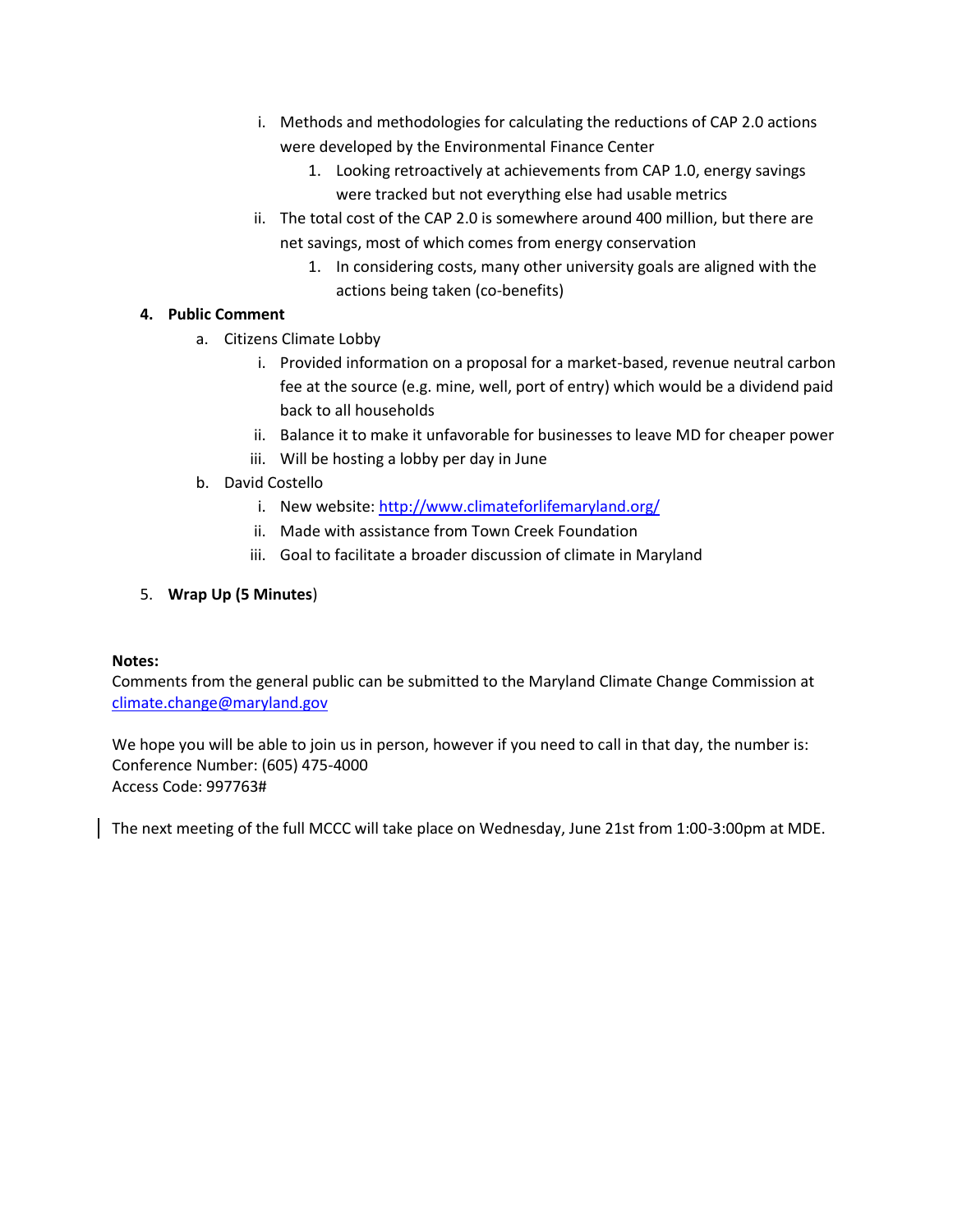i. Methods and methodologies for calculating the reductions of CAP 2.0 actions were developed by the Environmental Finance Center
         1. Looking retroactively at achievements from CAP 1.0, energy savings were tracked but not everything else had usable metrics
      ii. The total cost of the CAP 2.0 is somewhere around 400 million, but there are net savings, most of which comes from energy conservation
         1. In considering costs, many other university goals are aligned with the actions being taken (co-benefits)

4. **Public Comment**
   a. Citizens Climate Lobby
      i. Provided information on a proposal for a market-based, revenue neutral carbon fee at the source (e.g. mine, well, port of entry) which would be a dividend paid back to all households
      ii. Balance it to make it unfavorable for businesses to leave MD for cheaper power
      iii. Will be hosting a lobby per day in June
   b. David Costello
      i. New website: http://www.climateforlifemaryland.org/
      ii. Made with assistance from Town Creek Foundation
      iii. Goal to facilitate a broader discussion of climate in Maryland

5. **Wrap Up (5 Minutes**)

**Notes:**

Comments from the general public can be submitted to the Maryland Climate Change Commission at climate.change@maryland.gov

We hope you will be able to join us in person, however if you need to call in that day, the number is:
Conference Number: (605) 475-4000
Access Code: 997763#

The next meeting of the full MCCC will take place on Wednesday, June 21st from 1:00-3:00pm at MDE.